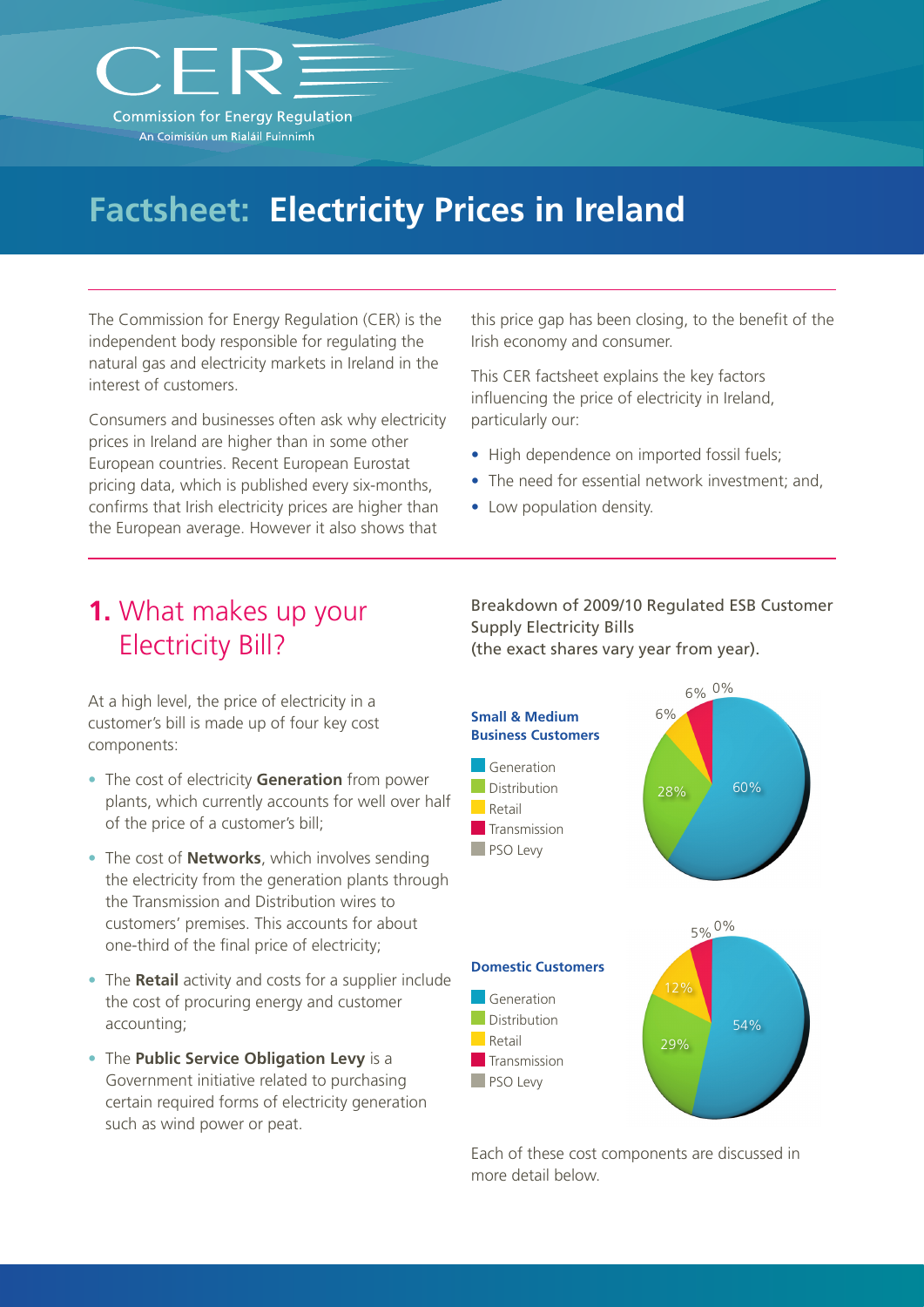Commission for Energy Regulation

An Coimisiún um Rialáil Fuinnimh

# Factsheet: Electricity Prices in Ireland

The Commission for Energy Regulation (CER) is the independent body responsible for regulating the natural gas and electricity markets in Ireland in the interest of customers.

Consumers and businesses often ask why electricity prices in Ireland are higher than in some other European countries. Recent European Eurostat pricing data, which is published every six-months, confirms that Irish electricity prices are higher than the European average. However it also shows that this price gap has been closing, to the benefit of the Irish economy and consumer.

This CER factsheet explains the key factors influencing the price of electricity in Ireland, particularly our:

- High dependence on imported fossil fuels;
- The need for essential network investment; and,
- Low population density.

## 1. What makes up your Electricity Bill?

At a high level, the price of electricity in a customer's bill is made up of four key cost components:

- The cost of electricity **Generation** from power plants, which currently accounts for well over half of the price of a customer's bill;
- The cost of **Networks**, which involves sending the electricity from the generation plants through the Transmission and Distribution wires to customers' premises. This accounts for about one-third of the final price of electricity;
- The **Retail** activity and costs for a supplier include the cost of procuring energy and customer accounting;
- The **Public Service Obligation Levy** is a Government initiative related to purchasing certain required forms of electricity generation such as wind power or peat.

Breakdown of 2009/10 Regulated ESB Customer Supply Electricity Bills (the exact shares vary year from year).

**Small & Medium Business Customers**

| Component | Share |
|---|---|
| Generation | 60% |
| Distribution | 28% |
| Retail | 6% |
| Transmission | 6% |
| PSO Levy | 0% |

**Domestic Customers**

| Component | Share |
|---|---|
| Generation | 54% |
| Distribution | 29% |
| Retail | 12% |
| Transmission | 5% |
| PSO Levy | 0% |

Each of these cost components are discussed in more detail below.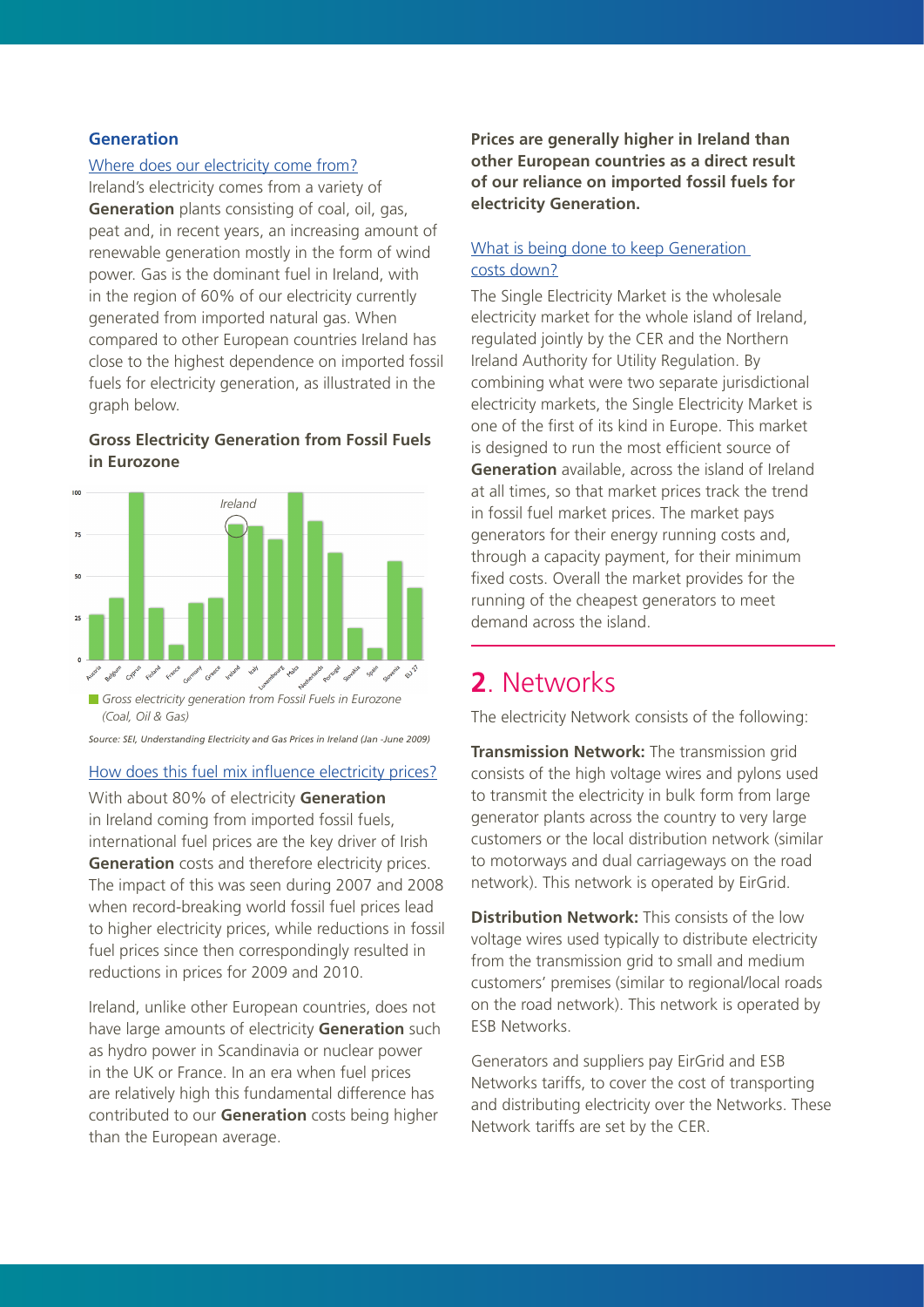## Generation

Where does our electricity come from?

Ireland's electricity comes from a variety of **Generation** plants consisting of coal, oil, gas, peat and, in recent years, an increasing amount of renewable generation mostly in the form of wind power. Gas is the dominant fuel in Ireland, with in the region of 60% of our electricity currently generated from imported natural gas. When compared to other European countries Ireland has close to the highest dependence on imported fossil fuels for electricity generation, as illustrated in the graph below.

**Gross Electricity Generation from Fossil Fuels in Eurozone**

*Gross electricity generation from Fossil Fuels in Eurozone (Coal, Oil & Gas)*

*Source: SEI, Understanding Electricity and Gas Prices in Ireland (Jan -June 2009)*

How does this fuel mix influence electricity prices?

With about 80% of electricity **Generation** in Ireland coming from imported fossil fuels, international fuel prices are the key driver of Irish **Generation** costs and therefore electricity prices. The impact of this was seen during 2007 and 2008 when record-breaking world fossil fuel prices lead to higher electricity prices, while reductions in fossil fuel prices since then correspondingly resulted in reductions in prices for 2009 and 2010.

Ireland, unlike other European countries, does not have large amounts of electricity **Generation** such as hydro power in Scandinavia or nuclear power in the UK or France. In an era when fuel prices are relatively high this fundamental difference has contributed to our **Generation** costs being higher than the European average.

**Prices are generally higher in Ireland than other European countries as a direct result of our reliance on imported fossil fuels for electricity Generation.**

What is being done to keep Generation costs down?

The Single Electricity Market is the wholesale electricity market for the whole island of Ireland, regulated jointly by the CER and the Northern Ireland Authority for Utility Regulation. By combining what were two separate jurisdictional electricity markets, the Single Electricity Market is one of the first of its kind in Europe. This market is designed to run the most efficient source of **Generation** available, across the island of Ireland at all times, so that market prices track the trend in fossil fuel market prices. The market pays generators for their energy running costs and, through a capacity payment, for their minimum fixed costs. Overall the market provides for the running of the cheapest generators to meet demand across the island.

# **2**. Networks

The electricity Network consists of the following:

**Transmission Network:** The transmission grid consists of the high voltage wires and pylons used to transmit the electricity in bulk form from large generator plants across the country to very large customers or the local distribution network (similar to motorways and dual carriageways on the road network). This network is operated by EirGrid.

**Distribution Network:** This consists of the low voltage wires used typically to distribute electricity from the transmission grid to small and medium customers' premises (similar to regional/local roads on the road network). This network is operated by ESB Networks.

Generators and suppliers pay EirGrid and ESB Networks tariffs, to cover the cost of transporting and distributing electricity over the Networks. These Network tariffs are set by the CER.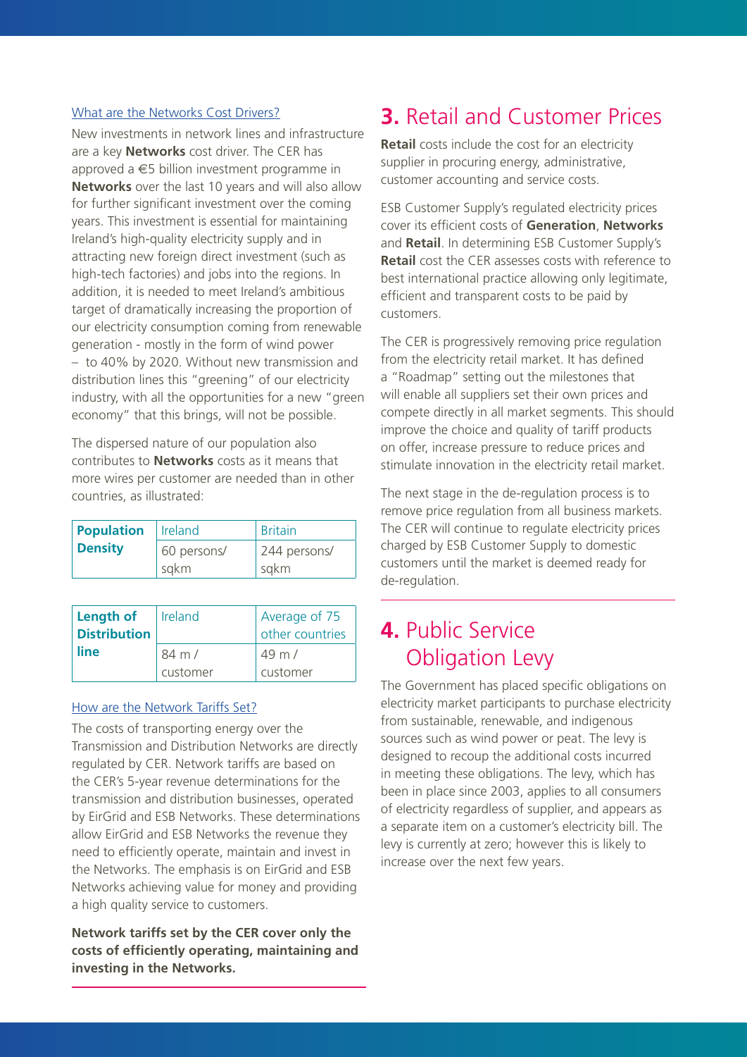What are the Networks Cost Drivers?

New investments in network lines and infrastructure are a key **Networks** cost driver. The CER has approved a €5 billion investment programme in **Networks** over the last 10 years and will also allow for further significant investment over the coming years. This investment is essential for maintaining Ireland's high-quality electricity supply and in attracting new foreign direct investment (such as high-tech factories) and jobs into the regions. In addition, it is needed to meet Ireland's ambitious target of dramatically increasing the proportion of our electricity consumption coming from renewable generation - mostly in the form of wind power – to 40% by 2020. Without new transmission and distribution lines this "greening" of our electricity industry, with all the opportunities for a new "green economy" that this brings, will not be possible.

The dispersed nature of our population also contributes to **Networks** costs as it means that more wires per customer are needed than in other countries, as illustrated:

| **Population Density** | Ireland | Britain |
|---|---|---|
| | 60 persons/sqkm | 244 persons/sqkm |

| **Length of Distribution line** | Ireland | Average of 75 other countries |
|---|---|---|
| | 84 m / customer | 49 m / customer |

How are the Network Tariffs Set?

The costs of transporting energy over the Transmission and Distribution Networks are directly regulated by CER. Network tariffs are based on the CER's 5-year revenue determinations for the transmission and distribution businesses, operated by EirGrid and ESB Networks. These determinations allow EirGrid and ESB Networks the revenue they need to efficiently operate, maintain and invest in the Networks. The emphasis is on EirGrid and ESB Networks achieving value for money and providing a high quality service to customers.

**Network tariffs set by the CER cover only the costs of efficiently operating, maintaining and investing in the Networks.**

## 3. Retail and Customer Prices

**Retail** costs include the cost for an electricity supplier in procuring energy, administrative, customer accounting and service costs.

ESB Customer Supply's regulated electricity prices cover its efficient costs of **Generation**, **Networks** and **Retail**. In determining ESB Customer Supply's **Retail** cost the CER assesses costs with reference to best international practice allowing only legitimate, efficient and transparent costs to be paid by customers.

The CER is progressively removing price regulation from the electricity retail market. It has defined a "Roadmap" setting out the milestones that will enable all suppliers set their own prices and compete directly in all market segments. This should improve the choice and quality of tariff products on offer, increase pressure to reduce prices and stimulate innovation in the electricity retail market.

The next stage in the de-regulation process is to remove price regulation from all business markets. The CER will continue to regulate electricity prices charged by ESB Customer Supply to domestic customers until the market is deemed ready for de-regulation.

## 4. Public Service Obligation Levy

The Government has placed specific obligations on electricity market participants to purchase electricity from sustainable, renewable, and indigenous sources such as wind power or peat. The levy is designed to recoup the additional costs incurred in meeting these obligations. The levy, which has been in place since 2003, applies to all consumers of electricity regardless of supplier, and appears as a separate item on a customer's electricity bill. The levy is currently at zero; however this is likely to increase over the next few years.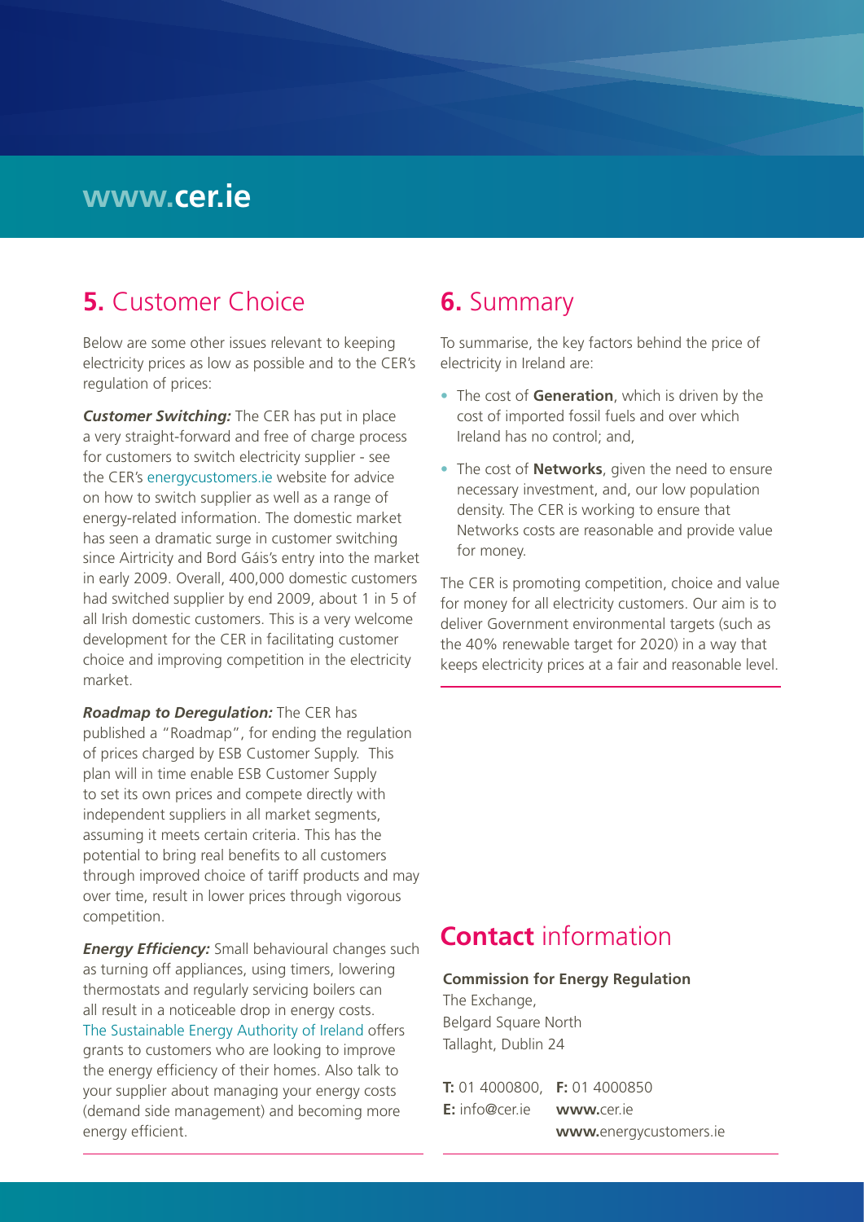# www.cer.ie

## 5. Customer Choice

Below are some other issues relevant to keeping electricity prices as low as possible and to the CER's regulation of prices:

***Customer Switching:*** The CER has put in place a very straight-forward and free of charge process for customers to switch electricity supplier - see the CER's energycustomers.ie website for advice on how to switch supplier as well as a range of energy-related information. The domestic market has seen a dramatic surge in customer switching since Airtricity and Bord Gáis's entry into the market in early 2009. Overall, 400,000 domestic customers had switched supplier by end 2009, about 1 in 5 of all Irish domestic customers. This is a very welcome development for the CER in facilitating customer choice and improving competition in the electricity market.

***Roadmap to Deregulation:*** The CER has published a "Roadmap", for ending the regulation of prices charged by ESB Customer Supply. This plan will in time enable ESB Customer Supply to set its own prices and compete directly with independent suppliers in all market segments, assuming it meets certain criteria. This has the potential to bring real benefits to all customers through improved choice of tariff products and may over time, result in lower prices through vigorous competition.

***Energy Efficiency:*** Small behavioural changes such as turning off appliances, using timers, lowering thermostats and regularly servicing boilers can all result in a noticeable drop in energy costs. The Sustainable Energy Authority of Ireland offers grants to customers who are looking to improve the energy efficiency of their homes. Also talk to your supplier about managing your energy costs (demand side management) and becoming more energy efficient.

## 6. Summary

To summarise, the key factors behind the price of electricity in Ireland are:

- The cost of **Generation**, which is driven by the cost of imported fossil fuels and over which Ireland has no control; and,
- The cost of **Networks**, given the need to ensure necessary investment, and, our low population density. The CER is working to ensure that Networks costs are reasonable and provide value for money.

The CER is promoting competition, choice and value for money for all electricity customers. Our aim is to deliver Government environmental targets (such as the 40% renewable target for 2020) in a way that keeps electricity prices at a fair and reasonable level.

## Contact information

**Commission for Energy Regulation**
The Exchange,
Belgard Square North
Tallaght, Dublin 24

**T:** 01 4000800, **F:** 01 4000850
**E:** info@cer.ie **www.**cer.ie
**www.**energycustomers.ie